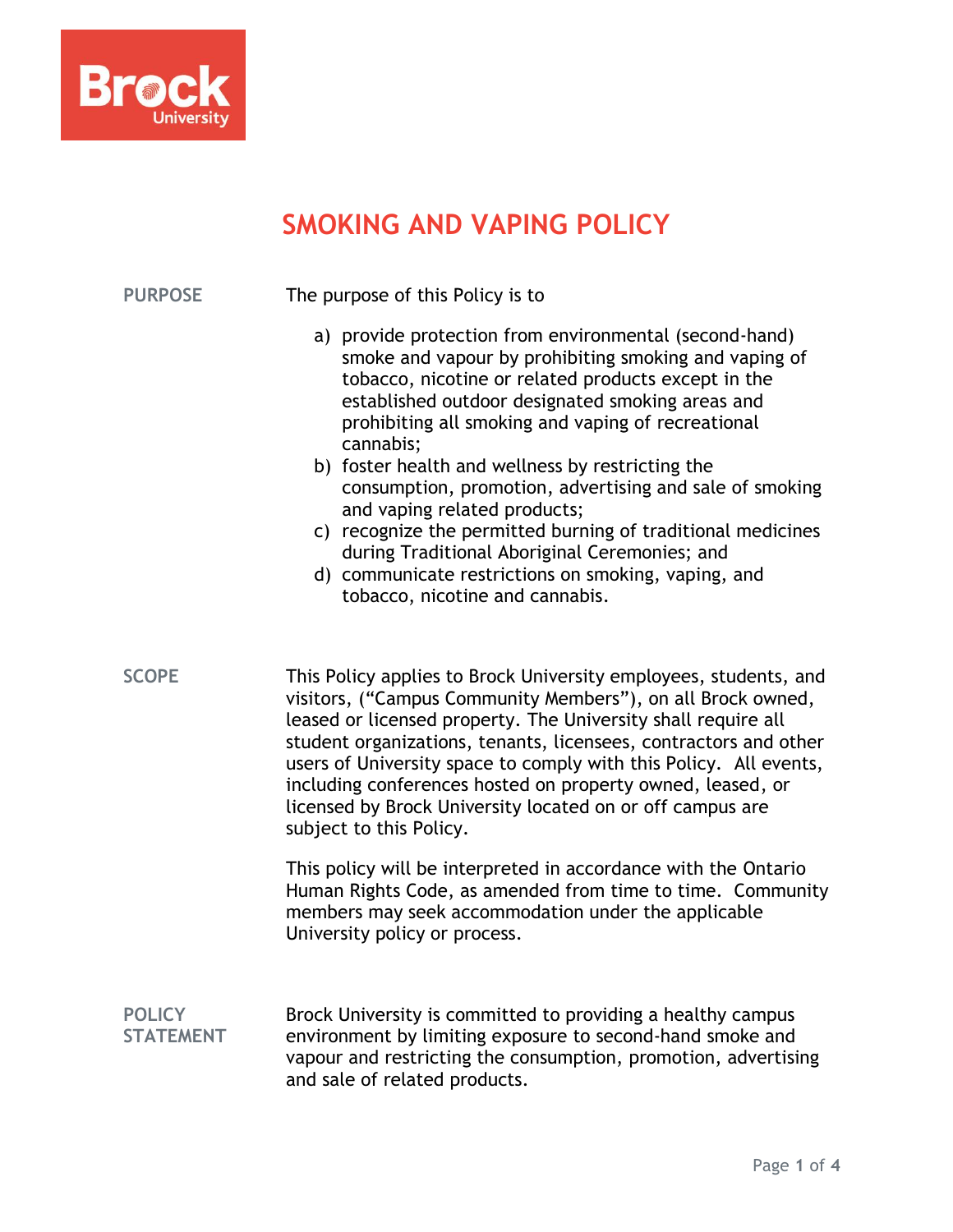Brock University

# SMOKING AND VAPING POLICY

## PURPOSE

The purpose of this Policy is to

a) provide protection from environmental (second-hand) smoke and vapour by prohibiting smoking and vaping of tobacco, nicotine or related products except in the established outdoor designated smoking areas and prohibiting all smoking and vaping of recreational cannabis;
b) foster health and wellness by restricting the consumption, promotion, advertising and sale of smoking and vaping related products;
c) recognize the permitted burning of traditional medicines during Traditional Aboriginal Ceremonies; and
d) communicate restrictions on smoking, vaping, and tobacco, nicotine and cannabis.

## SCOPE

This Policy applies to Brock University employees, students, and visitors, ("Campus Community Members"), on all Brock owned, leased or licensed property. The University shall require all student organizations, tenants, licensees, contractors and other users of University space to comply with this Policy. All events, including conferences hosted on property owned, leased, or licensed by Brock University located on or off campus are subject to this Policy.

This policy will be interpreted in accordance with the Ontario Human Rights Code, as amended from time to time. Community members may seek accommodation under the applicable University policy or process.

## POLICY STATEMENT

Brock University is committed to providing a healthy campus environment by limiting exposure to second-hand smoke and vapour and restricting the consumption, promotion, advertising and sale of related products.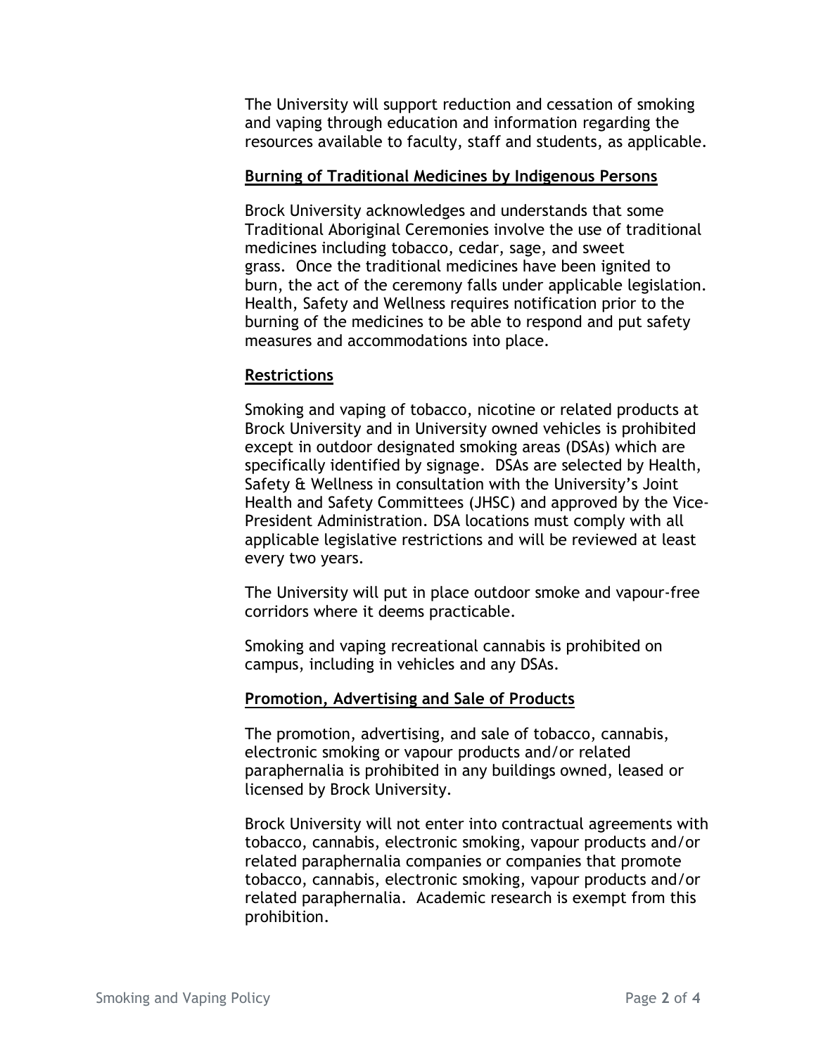The University will support reduction and cessation of smoking and vaping through education and information regarding the resources available to faculty, staff and students, as applicable.

**Burning of Traditional Medicines by Indigenous Persons**

Brock University acknowledges and understands that some Traditional Aboriginal Ceremonies involve the use of traditional medicines including tobacco, cedar, sage, and sweet grass. Once the traditional medicines have been ignited to burn, the act of the ceremony falls under applicable legislation. Health, Safety and Wellness requires notification prior to the burning of the medicines to be able to respond and put safety measures and accommodations into place.

**Restrictions**

Smoking and vaping of tobacco, nicotine or related products at Brock University and in University owned vehicles is prohibited except in outdoor designated smoking areas (DSAs) which are specifically identified by signage. DSAs are selected by Health, Safety & Wellness in consultation with the University's Joint Health and Safety Committees (JHSC) and approved by the Vice-President Administration. DSA locations must comply with all applicable legislative restrictions and will be reviewed at least every two years.

The University will put in place outdoor smoke and vapour-free corridors where it deems practicable.

Smoking and vaping recreational cannabis is prohibited on campus, including in vehicles and any DSAs.

**Promotion, Advertising and Sale of Products**

The promotion, advertising, and sale of tobacco, cannabis, electronic smoking or vapour products and/or related paraphernalia is prohibited in any buildings owned, leased or licensed by Brock University.

Brock University will not enter into contractual agreements with tobacco, cannabis, electronic smoking, vapour products and/or related paraphernalia companies or companies that promote tobacco, cannabis, electronic smoking, vapour products and/or related paraphernalia. Academic research is exempt from this prohibition.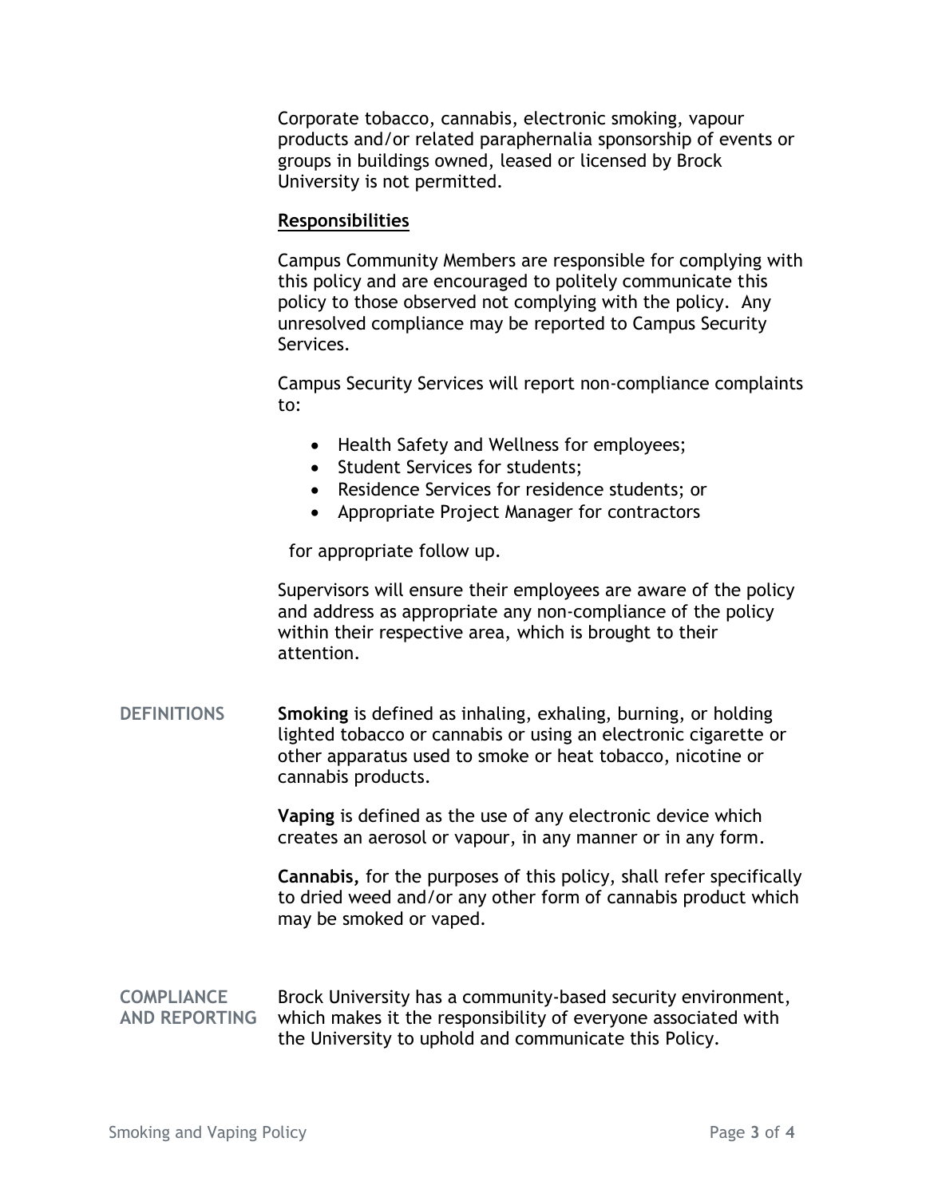Corporate tobacco, cannabis, electronic smoking, vapour products and/or related paraphernalia sponsorship of events or groups in buildings owned, leased or licensed by Brock University is not permitted.

**Responsibilities**

Campus Community Members are responsible for complying with this policy and are encouraged to politely communicate this policy to those observed not complying with the policy. Any unresolved compliance may be reported to Campus Security Services.

Campus Security Services will report non-compliance complaints to:

- Health Safety and Wellness for employees;
- Student Services for students;
- Residence Services for residence students; or
- Appropriate Project Manager for contractors

for appropriate follow up.

Supervisors will ensure their employees are aware of the policy and address as appropriate any non-compliance of the policy within their respective area, which is brought to their attention.

## DEFINITIONS

**Smoking** is defined as inhaling, exhaling, burning, or holding lighted tobacco or cannabis or using an electronic cigarette or other apparatus used to smoke or heat tobacco, nicotine or cannabis products.

**Vaping** is defined as the use of any electronic device which creates an aerosol or vapour, in any manner or in any form.

**Cannabis,** for the purposes of this policy, shall refer specifically to dried weed and/or any other form of cannabis product which may be smoked or vaped.

## COMPLIANCE AND REPORTING

Brock University has a community-based security environment, which makes it the responsibility of everyone associated with the University to uphold and communicate this Policy.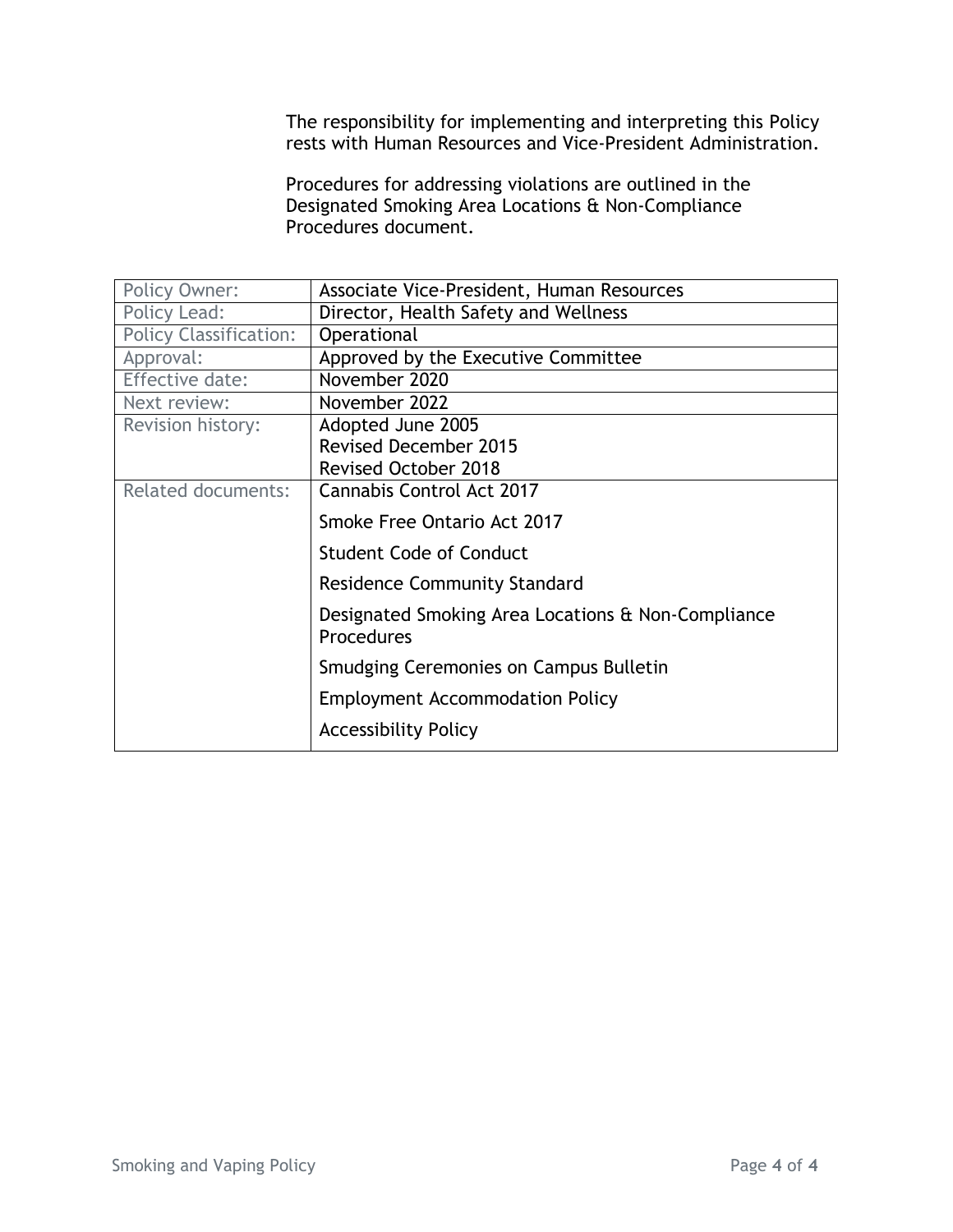The responsibility for implementing and interpreting this Policy rests with Human Resources and Vice-President Administration.

Procedures for addressing violations are outlined in the Designated Smoking Area Locations & Non-Compliance Procedures document.

| | |
|---|---|
| Policy Owner: | Associate Vice-President, Human Resources |
| Policy Lead: | Director, Health Safety and Wellness |
| Policy Classification: | Operational |
| Approval: | Approved by the Executive Committee |
| Effective date: | November 2020 |
| Next review: | November 2022 |
| Revision history: | Adopted June 2005<br>Revised December 2015<br>Revised October 2018 |
| Related documents: | Cannabis Control Act 2017<br>Smoke Free Ontario Act 2017<br>Student Code of Conduct<br>Residence Community Standard<br>Designated Smoking Area Locations & Non-Compliance Procedures<br>Smudging Ceremonies on Campus Bulletin<br>Employment Accommodation Policy<br>Accessibility Policy |